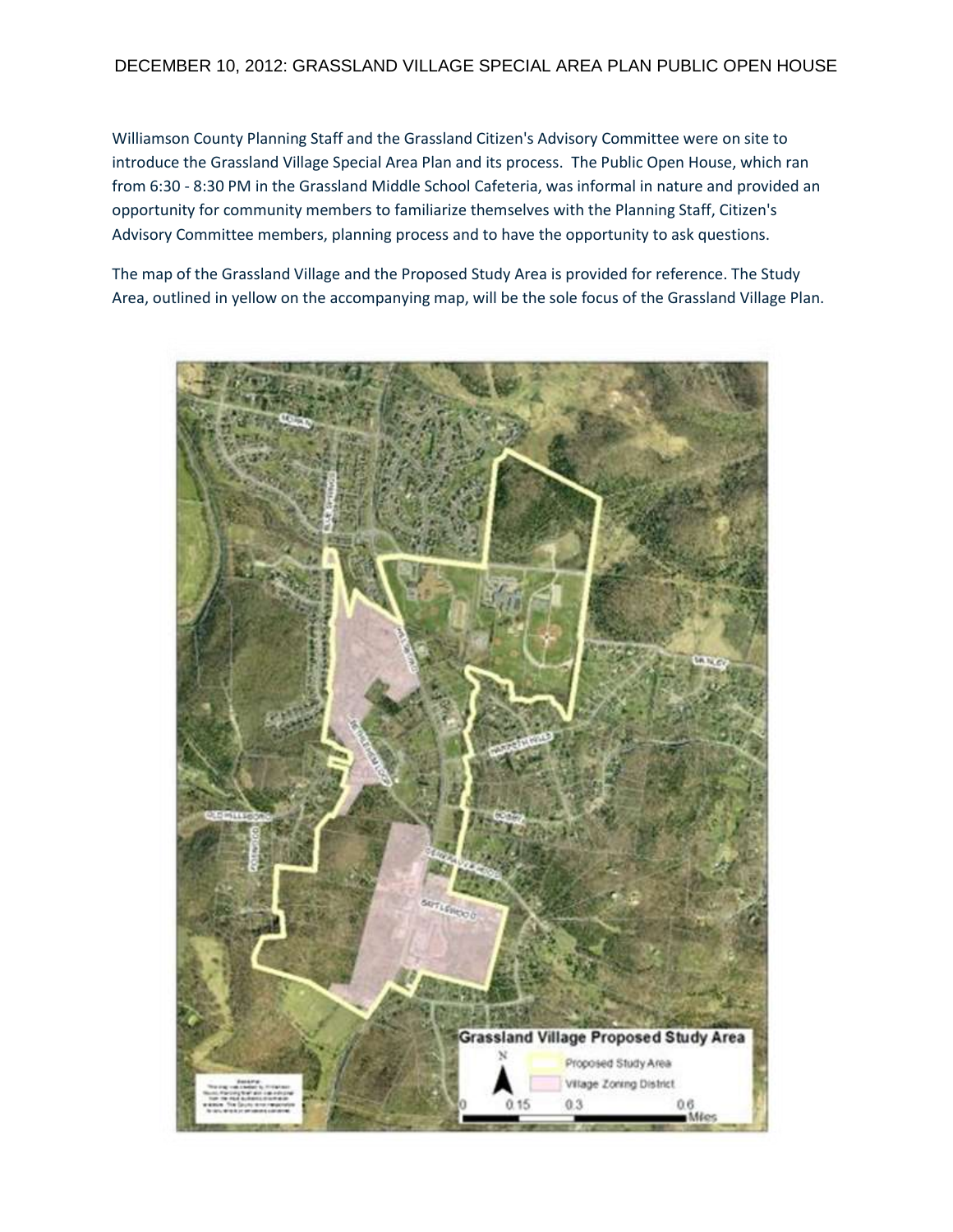# DECEMBER 10, 2012: GRASSLAND VILLAGE SPECIAL AREA PLAN PUBLIC OPEN HOUSE

Williamson County Planning Staff and the Grassland Citizen's Advisory Committee were on site to introduce the Grassland Village Special Area Plan and its process. The Public Open House, which ran from 6:30 - 8:30 PM in the Grassland Middle School Cafeteria, was informal in nature and provided an opportunity for community members to familiarize themselves with the Planning Staff, Citizen's Advisory Committee members, planning process and to have the opportunity to ask questions.

The map of the Grassland Village and the Proposed Study Area is provided for reference. The Study Area, outlined in yellow on the accompanying map, will be the sole focus of the Grassland Village Plan.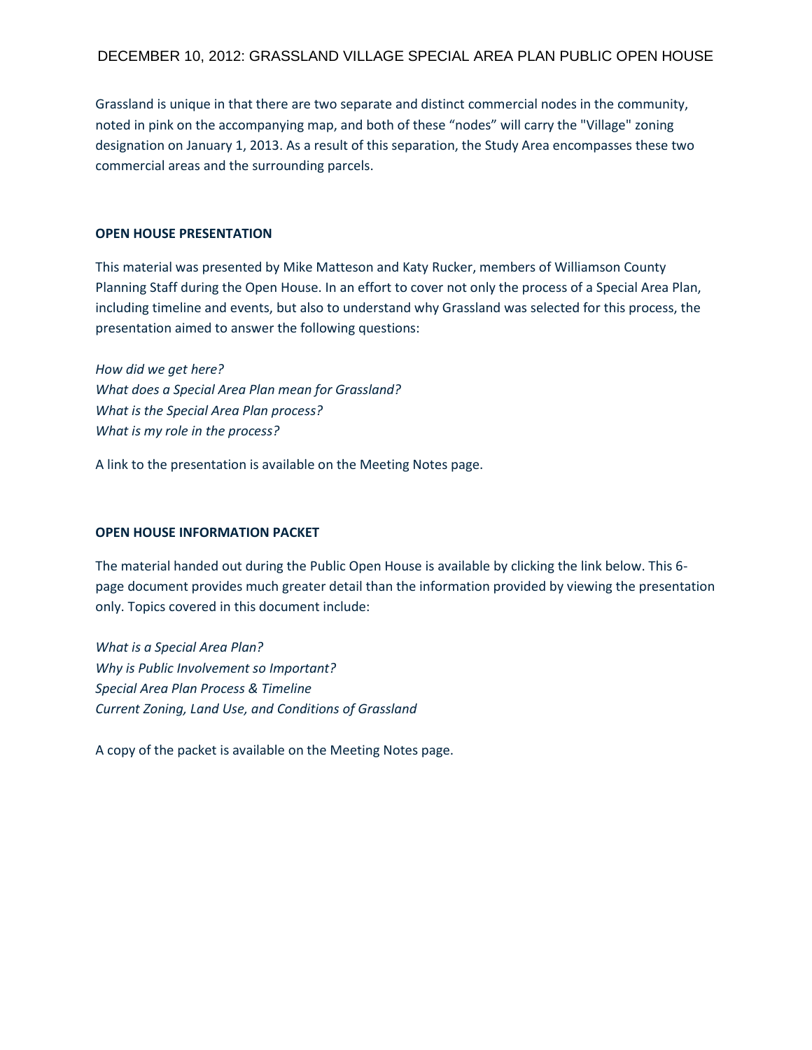Grassland is unique in that there are two separate and distinct commercial nodes in the community, noted in pink on the accompanying map, and both of these "nodes" will carry the "Village" zoning designation on January 1, 2013. As a result of this separation, the Study Area encompasses these two commercial areas and the surrounding parcels.

**OPEN HOUSE PRESENTATION**

This material was presented by Mike Matteson and Katy Rucker, members of Williamson County Planning Staff during the Open House. In an effort to cover not only the process of a Special Area Plan, including timeline and events, but also to understand why Grassland was selected for this process, the presentation aimed to answer the following questions:

*How did we get here?*
*What does a Special Area Plan mean for Grassland?*
*What is the Special Area Plan process?*
*What is my role in the process?*

A link to the presentation is available on the Meeting Notes page.

**OPEN HOUSE INFORMATION PACKET**

The material handed out during the Public Open House is available by clicking the link below. This 6-page document provides much greater detail than the information provided by viewing the presentation only. Topics covered in this document include:

*What is a Special Area Plan?*
*Why is Public Involvement so Important?*
*Special Area Plan Process & Timeline*
*Current Zoning, Land Use, and Conditions of Grassland*

A copy of the packet is available on the Meeting Notes page.